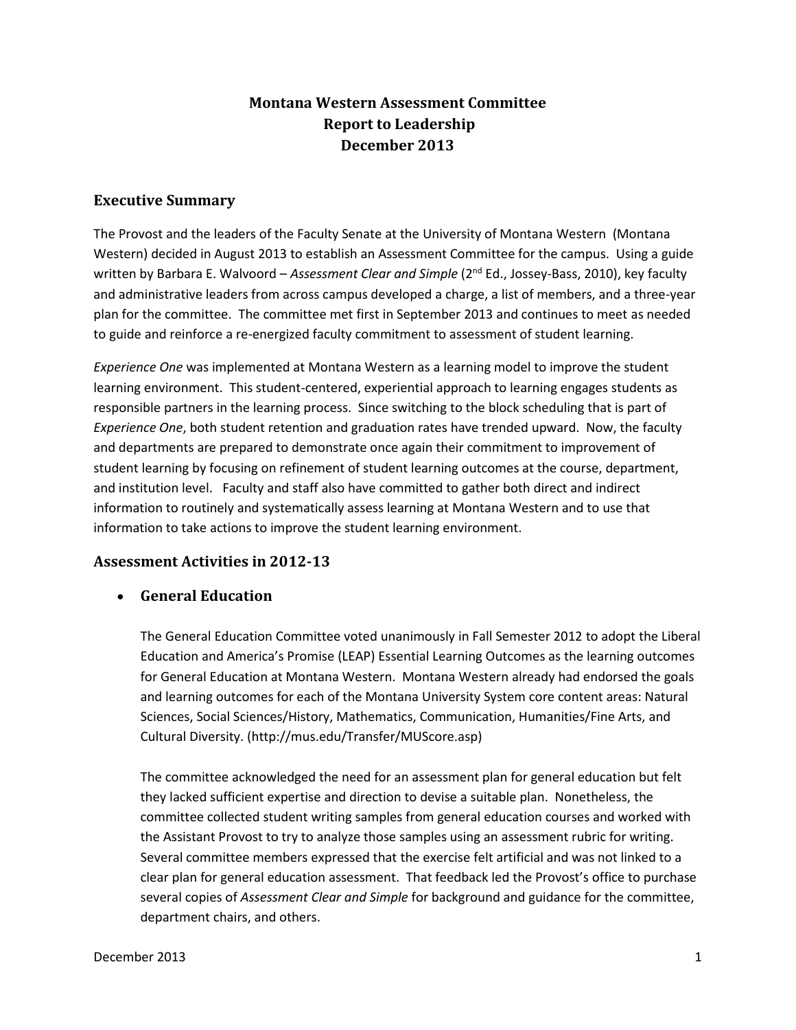# Montana Western Assessment Committee
# Report to Leadership
# December 2013

## Executive Summary

The Provost and the leaders of the Faculty Senate at the University of Montana Western (Montana Western) decided in August 2013 to establish an Assessment Committee for the campus. Using a guide written by Barbara E. Walvoord – *Assessment Clear and Simple* (2nd Ed., Jossey-Bass, 2010), key faculty and administrative leaders from across campus developed a charge, a list of members, and a three-year plan for the committee. The committee met first in September 2013 and continues to meet as needed to guide and reinforce a re-energized faculty commitment to assessment of student learning.

*Experience One* was implemented at Montana Western as a learning model to improve the student learning environment. This student-centered, experiential approach to learning engages students as responsible partners in the learning process. Since switching to the block scheduling that is part of *Experience One*, both student retention and graduation rates have trended upward. Now, the faculty and departments are prepared to demonstrate once again their commitment to improvement of student learning by focusing on refinement of student learning outcomes at the course, department, and institution level. Faculty and staff also have committed to gather both direct and indirect information to routinely and systematically assess learning at Montana Western and to use that information to take actions to improve the student learning environment.

## Assessment Activities in 2012-13

- ### General Education

  The General Education Committee voted unanimously in Fall Semester 2012 to adopt the Liberal Education and America's Promise (LEAP) Essential Learning Outcomes as the learning outcomes for General Education at Montana Western. Montana Western already had endorsed the goals and learning outcomes for each of the Montana University System core content areas: Natural Sciences, Social Sciences/History, Mathematics, Communication, Humanities/Fine Arts, and Cultural Diversity. (http://mus.edu/Transfer/MUScore.asp)

  The committee acknowledged the need for an assessment plan for general education but felt they lacked sufficient expertise and direction to devise a suitable plan. Nonetheless, the committee collected student writing samples from general education courses and worked with the Assistant Provost to try to analyze those samples using an assessment rubric for writing. Several committee members expressed that the exercise felt artificial and was not linked to a clear plan for general education assessment. That feedback led the Provost's office to purchase several copies of *Assessment Clear and Simple* for background and guidance for the committee, department chairs, and others.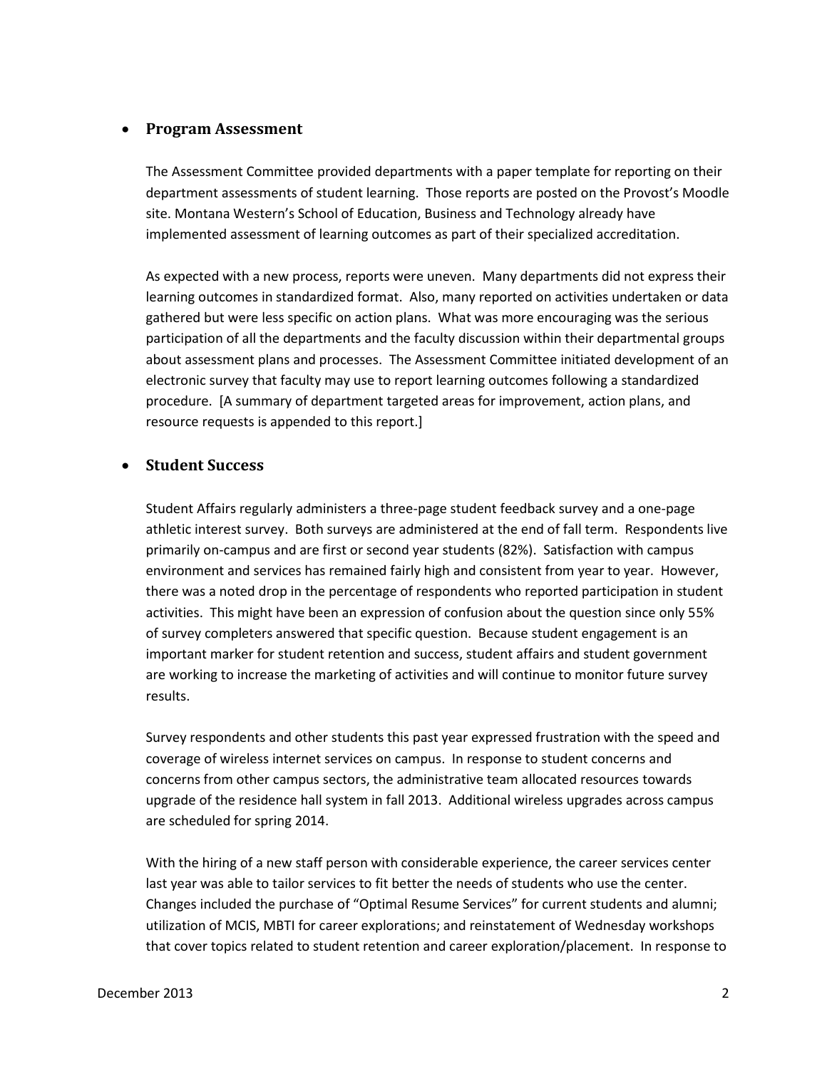- **Program Assessment**

  The Assessment Committee provided departments with a paper template for reporting on their department assessments of student learning. Those reports are posted on the Provost's Moodle site. Montana Western's School of Education, Business and Technology already have implemented assessment of learning outcomes as part of their specialized accreditation.

  As expected with a new process, reports were uneven. Many departments did not express their learning outcomes in standardized format. Also, many reported on activities undertaken or data gathered but were less specific on action plans. What was more encouraging was the serious participation of all the departments and the faculty discussion within their departmental groups about assessment plans and processes. The Assessment Committee initiated development of an electronic survey that faculty may use to report learning outcomes following a standardized procedure. [A summary of department targeted areas for improvement, action plans, and resource requests is appended to this report.]

- **Student Success**

  Student Affairs regularly administers a three-page student feedback survey and a one-page athletic interest survey. Both surveys are administered at the end of fall term. Respondents live primarily on-campus and are first or second year students (82%). Satisfaction with campus environment and services has remained fairly high and consistent from year to year. However, there was a noted drop in the percentage of respondents who reported participation in student activities. This might have been an expression of confusion about the question since only 55% of survey completers answered that specific question. Because student engagement is an important marker for student retention and success, student affairs and student government are working to increase the marketing of activities and will continue to monitor future survey results.

  Survey respondents and other students this past year expressed frustration with the speed and coverage of wireless internet services on campus. In response to student concerns and concerns from other campus sectors, the administrative team allocated resources towards upgrade of the residence hall system in fall 2013. Additional wireless upgrades across campus are scheduled for spring 2014.

  With the hiring of a new staff person with considerable experience, the career services center last year was able to tailor services to fit better the needs of students who use the center. Changes included the purchase of "Optimal Resume Services" for current students and alumni; utilization of MCIS, MBTI for career explorations; and reinstatement of Wednesday workshops that cover topics related to student retention and career exploration/placement. In response to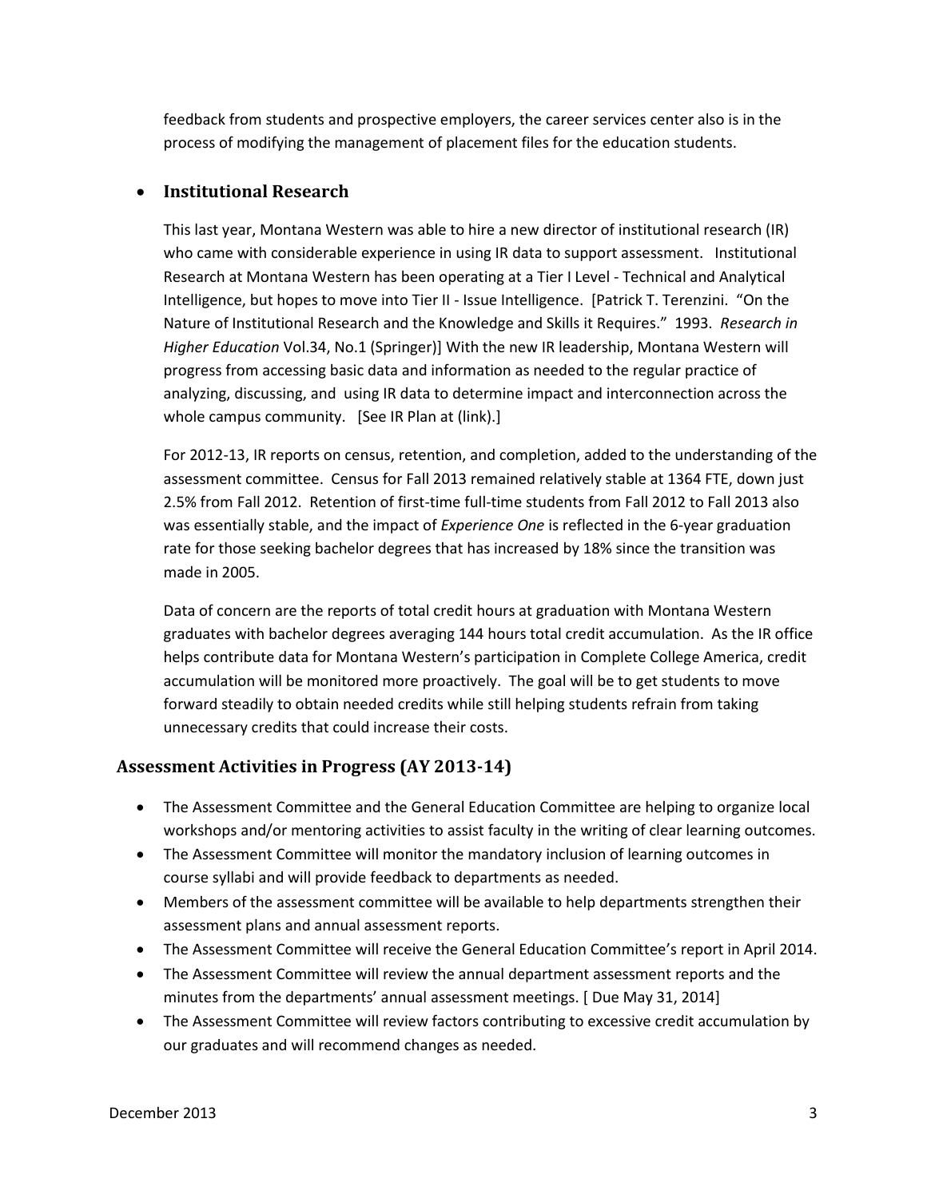feedback from students and prospective employers, the career services center also is in the process of modifying the management of placement files for the education students.

- **Institutional Research**

  This last year, Montana Western was able to hire a new director of institutional research (IR) who came with considerable experience in using IR data to support assessment. Institutional Research at Montana Western has been operating at a Tier I Level - Technical and Analytical Intelligence, but hopes to move into Tier II - Issue Intelligence. [Patrick T. Terenzini. "On the Nature of Institutional Research and the Knowledge and Skills it Requires." 1993. *Research in Higher Education* Vol.34, No.1 (Springer)] With the new IR leadership, Montana Western will progress from accessing basic data and information as needed to the regular practice of analyzing, discussing, and using IR data to determine impact and interconnection across the whole campus community. [See IR Plan at (link).]

  For 2012-13, IR reports on census, retention, and completion, added to the understanding of the assessment committee. Census for Fall 2013 remained relatively stable at 1364 FTE, down just 2.5% from Fall 2012. Retention of first-time full-time students from Fall 2012 to Fall 2013 also was essentially stable, and the impact of *Experience One* is reflected in the 6-year graduation rate for those seeking bachelor degrees that has increased by 18% since the transition was made in 2005.

  Data of concern are the reports of total credit hours at graduation with Montana Western graduates with bachelor degrees averaging 144 hours total credit accumulation. As the IR office helps contribute data for Montana Western's participation in Complete College America, credit accumulation will be monitored more proactively. The goal will be to get students to move forward steadily to obtain needed credits while still helping students refrain from taking unnecessary credits that could increase their costs.

## Assessment Activities in Progress (AY 2013-14)

- The Assessment Committee and the General Education Committee are helping to organize local workshops and/or mentoring activities to assist faculty in the writing of clear learning outcomes.
- The Assessment Committee will monitor the mandatory inclusion of learning outcomes in course syllabi and will provide feedback to departments as needed.
- Members of the assessment committee will be available to help departments strengthen their assessment plans and annual assessment reports.
- The Assessment Committee will receive the General Education Committee's report in April 2014.
- The Assessment Committee will review the annual department assessment reports and the minutes from the departments' annual assessment meetings. [ Due May 31, 2014]
- The Assessment Committee will review factors contributing to excessive credit accumulation by our graduates and will recommend changes as needed.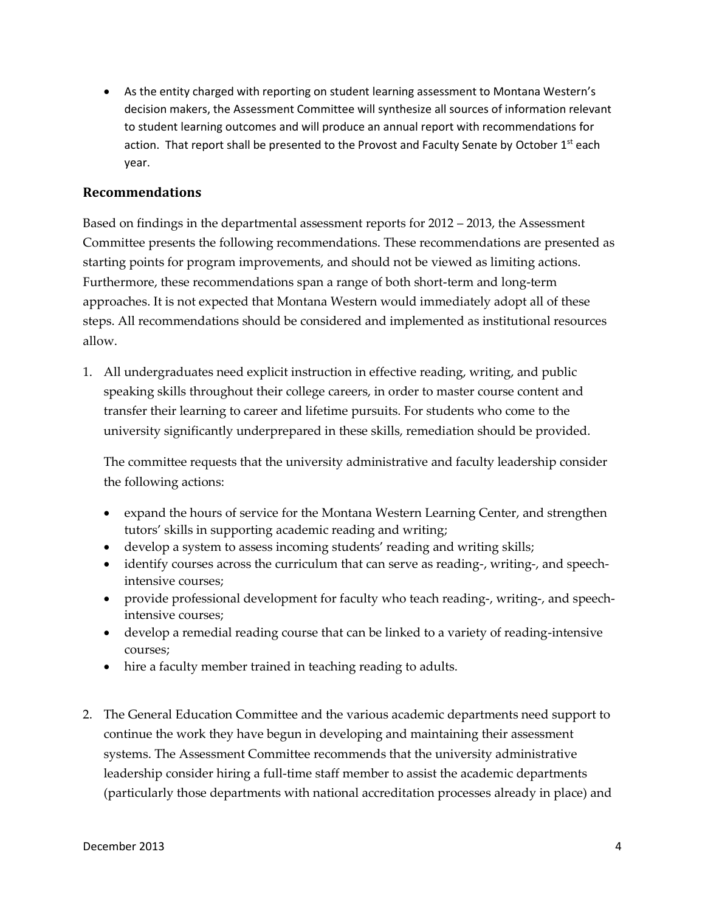- As the entity charged with reporting on student learning assessment to Montana Western's decision makers, the Assessment Committee will synthesize all sources of information relevant to student learning outcomes and will produce an annual report with recommendations for action. That report shall be presented to the Provost and Faculty Senate by October 1st each year.

## Recommendations

Based on findings in the departmental assessment reports for 2012 – 2013, the Assessment Committee presents the following recommendations. These recommendations are presented as starting points for program improvements, and should not be viewed as limiting actions. Furthermore, these recommendations span a range of both short-term and long-term approaches. It is not expected that Montana Western would immediately adopt all of these steps. All recommendations should be considered and implemented as institutional resources allow.

1. All undergraduates need explicit instruction in effective reading, writing, and public speaking skills throughout their college careers, in order to master course content and transfer their learning to career and lifetime pursuits. For students who come to the university significantly underprepared in these skills, remediation should be provided.

   The committee requests that the university administrative and faculty leadership consider the following actions:

   - expand the hours of service for the Montana Western Learning Center, and strengthen tutors' skills in supporting academic reading and writing;
   - develop a system to assess incoming students' reading and writing skills;
   - identify courses across the curriculum that can serve as reading-, writing-, and speech-intensive courses;
   - provide professional development for faculty who teach reading-, writing-, and speech-intensive courses;
   - develop a remedial reading course that can be linked to a variety of reading-intensive courses;
   - hire a faculty member trained in teaching reading to adults.

2. The General Education Committee and the various academic departments need support to continue the work they have begun in developing and maintaining their assessment systems. The Assessment Committee recommends that the university administrative leadership consider hiring a full-time staff member to assist the academic departments (particularly those departments with national accreditation processes already in place) and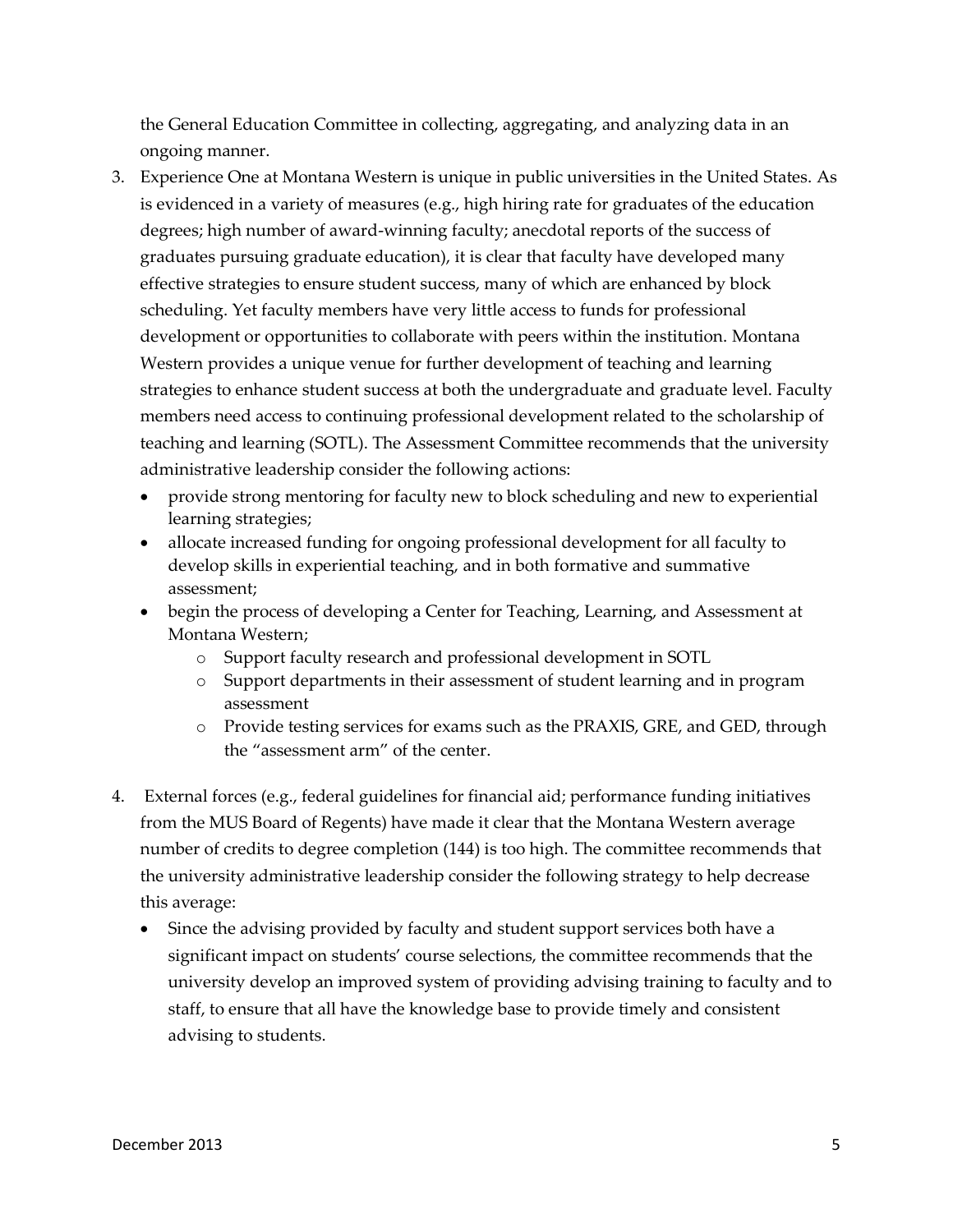the General Education Committee in collecting, aggregating, and analyzing data in an ongoing manner.

3. Experience One at Montana Western is unique in public universities in the United States. As is evidenced in a variety of measures (e.g., high hiring rate for graduates of the education degrees; high number of award-winning faculty; anecdotal reports of the success of graduates pursuing graduate education), it is clear that faculty have developed many effective strategies to ensure student success, many of which are enhanced by block scheduling. Yet faculty members have very little access to funds for professional development or opportunities to collaborate with peers within the institution. Montana Western provides a unique venue for further development of teaching and learning strategies to enhance student success at both the undergraduate and graduate level. Faculty members need access to continuing professional development related to the scholarship of teaching and learning (SOTL). The Assessment Committee recommends that the university administrative leadership consider the following actions:
   - provide strong mentoring for faculty new to block scheduling and new to experiential learning strategies;
   - allocate increased funding for ongoing professional development for all faculty to develop skills in experiential teaching, and in both formative and summative assessment;
   - begin the process of developing a Center for Teaching, Learning, and Assessment at Montana Western;
     - Support faculty research and professional development in SOTL
     - Support departments in their assessment of student learning and in program assessment
     - Provide testing services for exams such as the PRAXIS, GRE, and GED, through the "assessment arm" of the center.

4. External forces (e.g., federal guidelines for financial aid; performance funding initiatives from the MUS Board of Regents) have made it clear that the Montana Western average number of credits to degree completion (144) is too high. The committee recommends that the university administrative leadership consider the following strategy to help decrease this average:
   - Since the advising provided by faculty and student support services both have a significant impact on students' course selections, the committee recommends that the university develop an improved system of providing advising training to faculty and to staff, to ensure that all have the knowledge base to provide timely and consistent advising to students.